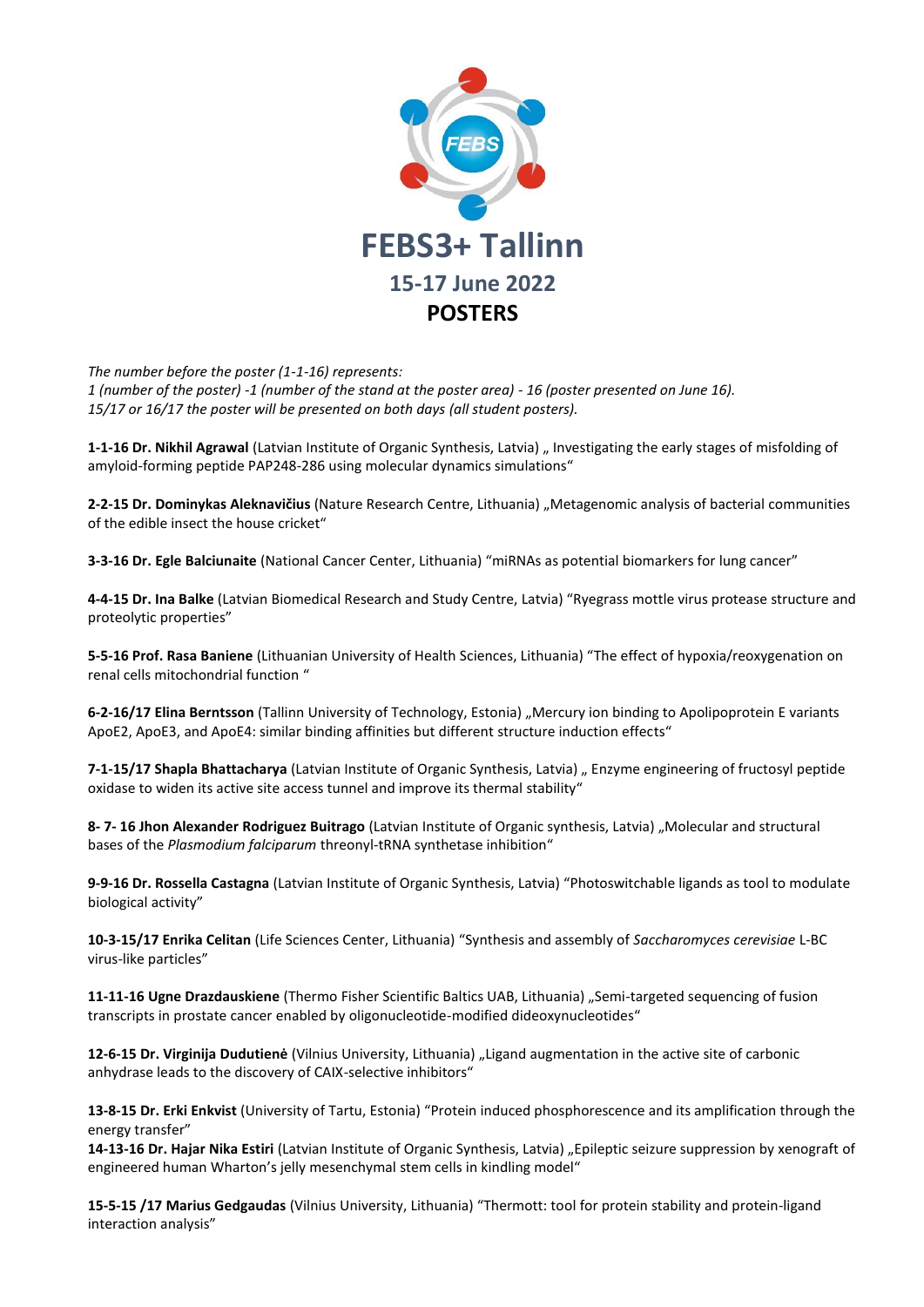# FEBS3+ Tallinn

## 15-17 June 2022

## POSTERS

*The number before the poster (1-1-16) represents:*
*1 (number of the poster) -1 (number of the stand at the poster area) - 16 (poster presented on June 16).*
*15/17 or 16/17 the poster will be presented on both days (all student posters).*

**1-1-16 Dr. Nikhil Agrawal** (Latvian Institute of Organic Synthesis, Latvia) „ Investigating the early stages of misfolding of amyloid-forming peptide PAP248-286 using molecular dynamics simulations“

**2-2-15 Dr. Dominykas Aleknavičius** (Nature Research Centre, Lithuania) „Metagenomic analysis of bacterial communities of the edible insect the house cricket“

**3-3-16 Dr. Egle Balciunaite** (National Cancer Center, Lithuania) “miRNAs as potential biomarkers for lung cancer”

**4-4-15 Dr. Ina Balke** (Latvian Biomedical Research and Study Centre, Latvia) “Ryegrass mottle virus protease structure and proteolytic properties”

**5-5-16 Prof. Rasa Baniene** (Lithuanian University of Health Sciences, Lithuania) “The effect of hypoxia/reoxygenation on renal cells mitochondrial function “

**6-2-16/17 Elina Berntsson** (Tallinn University of Technology, Estonia) „Mercury ion binding to Apolipoprotein E variants ApoE2, ApoE3, and ApoE4: similar binding affinities but different structure induction effects“

**7-1-15/17 Shapla Bhattacharya** (Latvian Institute of Organic Synthesis, Latvia) „ Enzyme engineering of fructosyl peptide oxidase to widen its active site access tunnel and improve its thermal stability“

**8- 7- 16 Jhon Alexander Rodriguez Buitrago** (Latvian Institute of Organic synthesis, Latvia) „Molecular and structural bases of the *Plasmodium falciparum* threonyl-tRNA synthetase inhibition“

**9-9-16 Dr. Rossella Castagna** (Latvian Institute of Organic Synthesis, Latvia) “Photoswitchable ligands as tool to modulate biological activity”

**10-3-15/17 Enrika Celitan** (Life Sciences Center, Lithuania) “Synthesis and assembly of *Saccharomyces cerevisiae* L-BC virus-like particles”

**11-11-16 Ugne Drazdauskiene** (Thermo Fisher Scientific Baltics UAB, Lithuania) „Semi-targeted sequencing of fusion transcripts in prostate cancer enabled by oligonucleotide-modified dideoxynucleotides“

**12-6-15 Dr. Virginija Dudutienė** (Vilnius University, Lithuania) „Ligand augmentation in the active site of carbonic anhydrase leads to the discovery of CAIX-selective inhibitors“

**13-8-15 Dr. Erki Enkvist** (University of Tartu, Estonia) “Protein induced phosphorescence and its amplification through the energy transfer”

**14-13-16 Dr. Hajar Nika Estiri** (Latvian Institute of Organic Synthesis, Latvia) „Epileptic seizure suppression by xenograft of engineered human Wharton’s jelly mesenchymal stem cells in kindling model“

**15-5-15 /17 Marius Gedgaudas** (Vilnius University, Lithuania) “Thermott: tool for protein stability and protein-ligand interaction analysis”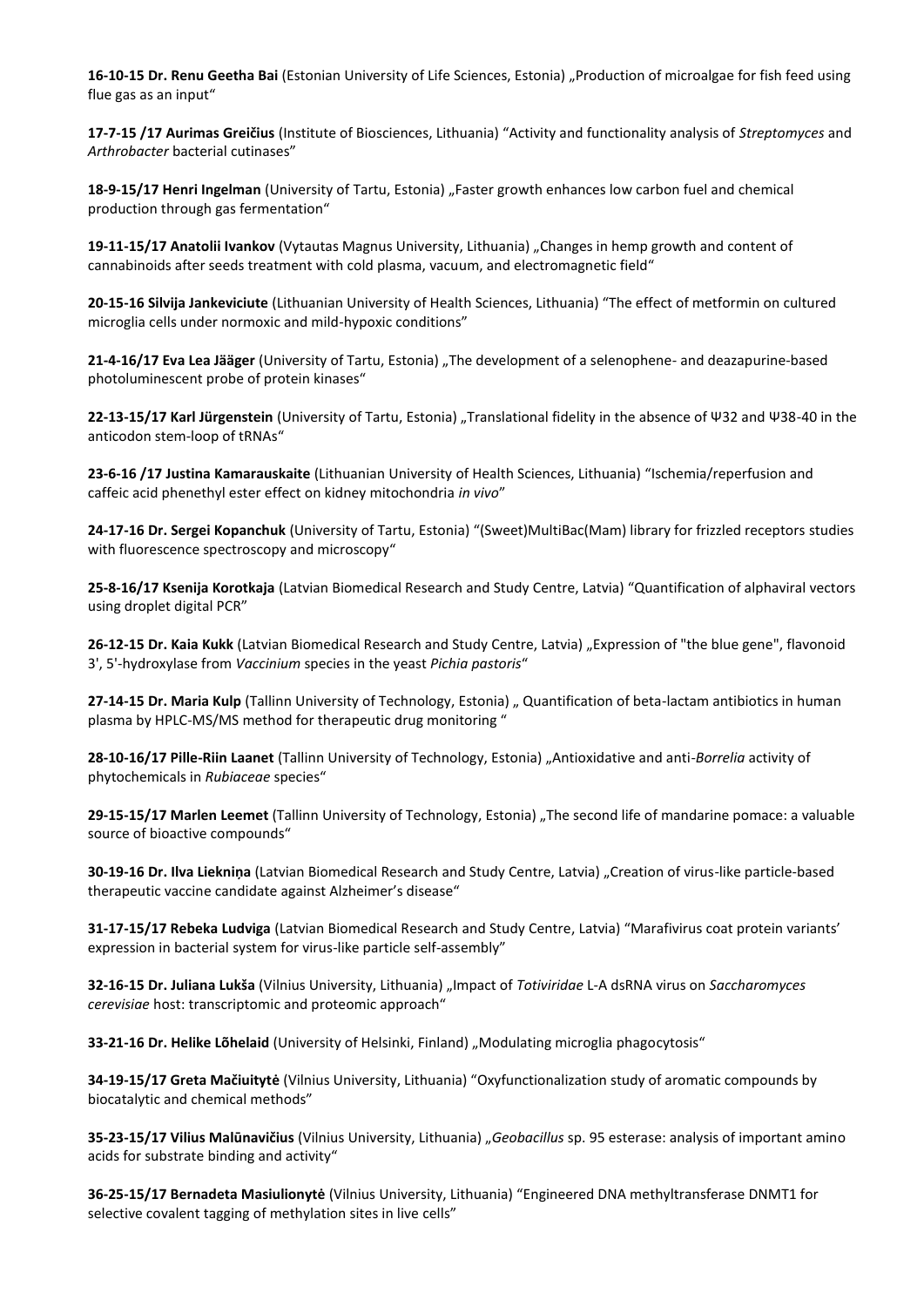**16-10-15 Dr. Renu Geetha Bai** (Estonian University of Life Sciences, Estonia) „Production of microalgae for fish feed using flue gas as an input"

**17-7-15 /17 Aurimas Greičius** (Institute of Biosciences, Lithuania) "Activity and functionality analysis of *Streptomyces* and *Arthrobacter* bacterial cutinases"

**18-9-15/17 Henri Ingelman** (University of Tartu, Estonia) „Faster growth enhances low carbon fuel and chemical production through gas fermentation"

**19-11-15/17 Anatolii Ivankov** (Vytautas Magnus University, Lithuania) „Changes in hemp growth and content of cannabinoids after seeds treatment with cold plasma, vacuum, and electromagnetic field"

**20-15-16 Silvija Jankeviciute** (Lithuanian University of Health Sciences, Lithuania) "The effect of metformin on cultured microglia cells under normoxic and mild-hypoxic conditions"

**21-4-16/17 Eva Lea Jääger** (University of Tartu, Estonia) „The development of a selenophene- and deazapurine-based photoluminescent probe of protein kinases"

**22-13-15/17 Karl Jürgenstein** (University of Tartu, Estonia) „Translational fidelity in the absence of Ψ32 and Ψ38-40 in the anticodon stem-loop of tRNAs"

**23-6-16 /17 Justina Kamarauskaite** (Lithuanian University of Health Sciences, Lithuania) "Ischemia/reperfusion and caffeic acid phenethyl ester effect on kidney mitochondria *in vivo*"

**24-17-16 Dr. Sergei Kopanchuk** (University of Tartu, Estonia) "(Sweet)MultiBac(Mam) library for frizzled receptors studies with fluorescence spectroscopy and microscopy"

**25-8-16/17 Ksenija Korotkaja** (Latvian Biomedical Research and Study Centre, Latvia) "Quantification of alphaviral vectors using droplet digital PCR"

**26-12-15 Dr. Kaia Kukk** (Latvian Biomedical Research and Study Centre, Latvia) „Expression of "the blue gene", flavonoid 3', 5'-hydroxylase from *Vaccinium* species in the yeast *Pichia pastoris*"

**27-14-15 Dr. Maria Kulp** (Tallinn University of Technology, Estonia) „ Quantification of beta-lactam antibiotics in human plasma by HPLC-MS/MS method for therapeutic drug monitoring "

**28-10-16/17 Pille-Riin Laanet** (Tallinn University of Technology, Estonia) „Antioxidative and anti-*Borrelia* activity of phytochemicals in *Rubiaceae* species"

**29-15-15/17 Marlen Leemet** (Tallinn University of Technology, Estonia) „The second life of mandarine pomace: a valuable source of bioactive compounds"

**30-19-16 Dr. Ilva Liekniņa** (Latvian Biomedical Research and Study Centre, Latvia) „Creation of virus-like particle-based therapeutic vaccine candidate against Alzheimer's disease"

**31-17-15/17 Rebeka Ludviga** (Latvian Biomedical Research and Study Centre, Latvia) "Marafivirus coat protein variants' expression in bacterial system for virus-like particle self-assembly"

**32-16-15 Dr. Juliana Lukša** (Vilnius University, Lithuania) „Impact of *Totiviridae* L-A dsRNA virus on *Saccharomyces cerevisiae* host: transcriptomic and proteomic approach"

**33-21-16 Dr. Helike Lõhelaid** (University of Helsinki, Finland) „Modulating microglia phagocytosis"

**34-19-15/17 Greta Mačiuitytė** (Vilnius University, Lithuania) "Oxyfunctionalization study of aromatic compounds by biocatalytic and chemical methods"

**35-23-15/17 Vilius Malūnavičius** (Vilnius University, Lithuania) „*Geobacillus* sp. 95 esterase: analysis of important amino acids for substrate binding and activity"

**36-25-15/17 Bernadeta Masiulionytė** (Vilnius University, Lithuania) "Engineered DNA methyltransferase DNMT1 for selective covalent tagging of methylation sites in live cells"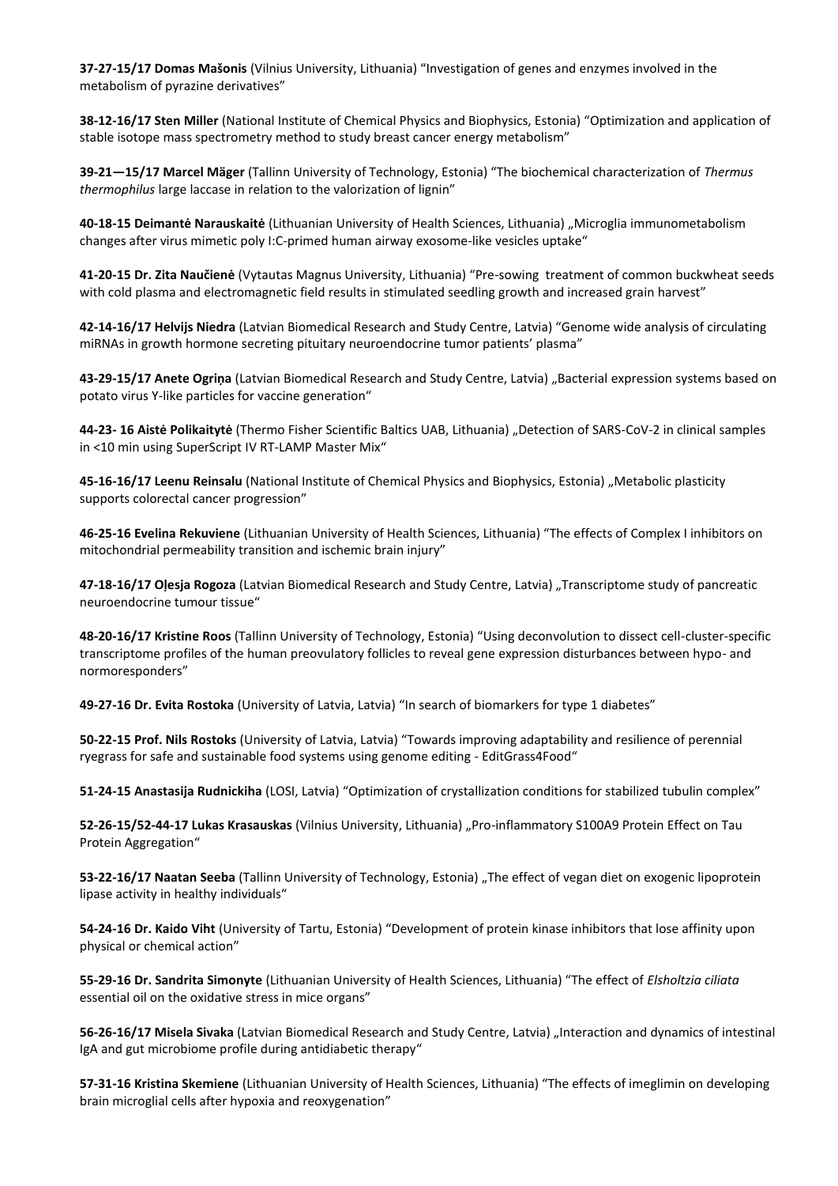**37-27-15/17 Domas Mašonis** (Vilnius University, Lithuania) "Investigation of genes and enzymes involved in the metabolism of pyrazine derivatives"

**38-12-16/17 Sten Miller** (National Institute of Chemical Physics and Biophysics, Estonia) "Optimization and application of stable isotope mass spectrometry method to study breast cancer energy metabolism"

**39-21—15/17 Marcel Mäger** (Tallinn University of Technology, Estonia) "The biochemical characterization of *Thermus thermophilus* large laccase in relation to the valorization of lignin"

**40-18-15 Deimantė Narauskaitė** (Lithuanian University of Health Sciences, Lithuania) „Microglia immunometabolism changes after virus mimetic poly I:C-primed human airway exosome-like vesicles uptake"

**41-20-15 Dr. Zita Naučienė** (Vytautas Magnus University, Lithuania) "Pre-sowing treatment of common buckwheat seeds with cold plasma and electromagnetic field results in stimulated seedling growth and increased grain harvest"

**42-14-16/17 Helvijs Niedra** (Latvian Biomedical Research and Study Centre, Latvia) "Genome wide analysis of circulating miRNAs in growth hormone secreting pituitary neuroendocrine tumor patients' plasma"

**43-29-15/17 Anete Ogriņa** (Latvian Biomedical Research and Study Centre, Latvia) „Bacterial expression systems based on potato virus Y-like particles for vaccine generation"

**44-23- 16 Aistė Polikaitytė** (Thermo Fisher Scientific Baltics UAB, Lithuania) „Detection of SARS-CoV-2 in clinical samples in <10 min using SuperScript IV RT-LAMP Master Mix"

**45-16-16/17 Leenu Reinsalu** (National Institute of Chemical Physics and Biophysics, Estonia) „Metabolic plasticity supports colorectal cancer progression"

**46-25-16 Evelina Rekuviene** (Lithuanian University of Health Sciences, Lithuania) "The effects of Complex I inhibitors on mitochondrial permeability transition and ischemic brain injury"

**47-18-16/17 Oļesja Rogoza** (Latvian Biomedical Research and Study Centre, Latvia) „Transcriptome study of pancreatic neuroendocrine tumour tissue"

**48-20-16/17 Kristine Roos** (Tallinn University of Technology, Estonia) "Using deconvolution to dissect cell-cluster-specific transcriptome profiles of the human preovulatory follicles to reveal gene expression disturbances between hypo- and normoresponders"

**49-27-16 Dr. Evita Rostoka** (University of Latvia, Latvia) "In search of biomarkers for type 1 diabetes"

**50-22-15 Prof. Nils Rostoks** (University of Latvia, Latvia) "Towards improving adaptability and resilience of perennial ryegrass for safe and sustainable food systems using genome editing - EditGrass4Food"

**51-24-15 Anastasija Rudnickiha** (LOSI, Latvia) "Optimization of crystallization conditions for stabilized tubulin complex"

**52-26-15/52-44-17 Lukas Krasauskas** (Vilnius University, Lithuania) „Pro-inflammatory S100A9 Protein Effect on Tau Protein Aggregation"

**53-22-16/17 Naatan Seeba** (Tallinn University of Technology, Estonia) „The effect of vegan diet on exogenic lipoprotein lipase activity in healthy individuals"

**54-24-16 Dr. Kaido Viht** (University of Tartu, Estonia) "Development of protein kinase inhibitors that lose affinity upon physical or chemical action"

**55-29-16 Dr. Sandrita Simonyte** (Lithuanian University of Health Sciences, Lithuania) "The effect of *Elsholtzia ciliata* essential oil on the oxidative stress in mice organs"

**56-26-16/17 Misela Sivaka** (Latvian Biomedical Research and Study Centre, Latvia) „Interaction and dynamics of intestinal IgA and gut microbiome profile during antidiabetic therapy"

**57-31-16 Kristina Skemiene** (Lithuanian University of Health Sciences, Lithuania) "The effects of imeglimin on developing brain microglial cells after hypoxia and reoxygenation"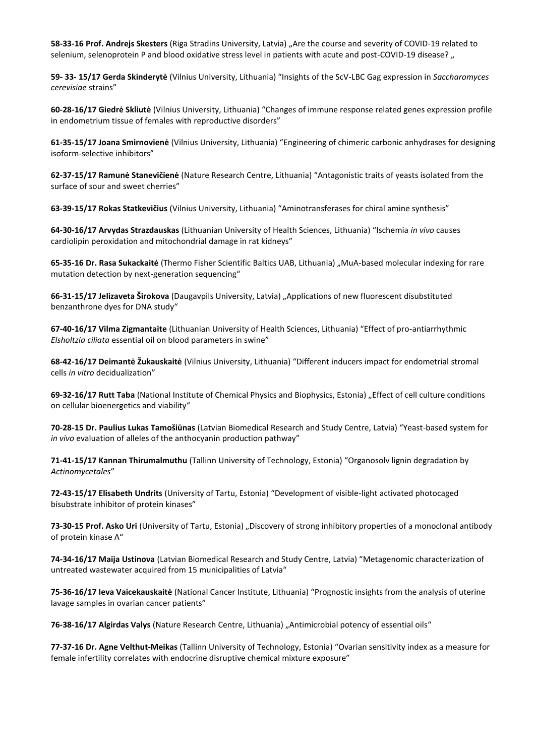**58-33-16 Prof. Andrejs Skesters** (Riga Stradins University, Latvia) „Are the course and severity of COVID-19 related to selenium, selenoprotein P and blood oxidative stress level in patients with acute and post-COVID-19 disease? „

**59- 33- 15/17 Gerda Skinderytė** (Vilnius University, Lithuania) "Insights of the ScV-LBC Gag expression in *Saccharomyces cerevisiae* strains"

**60-28-16/17 Giedrė Skliutė** (Vilnius University, Lithuania) "Changes of immune response related genes expression profile in endometrium tissue of females with reproductive disorders"

**61-35-15/17 Joana Smirnovienė** (Vilnius University, Lithuania) "Engineering of chimeric carbonic anhydrases for designing isoform-selective inhibitors"

**62-37-15/17 Ramunė Stanevičienė** (Nature Research Centre, Lithuania) "Antagonistic traits of yeasts isolated from the surface of sour and sweet cherries"

**63-39-15/17 Rokas Statkevičius** (Vilnius University, Lithuania) "Aminotransferases for chiral amine synthesis"

**64-30-16/17 Arvydas Strazdauskas** (Lithuanian University of Health Sciences, Lithuania) "Ischemia *in vivo* causes cardiolipin peroxidation and mitochondrial damage in rat kidneys"

**65-35-16 Dr. Rasa Sukackaitė** (Thermo Fisher Scientific Baltics UAB, Lithuania) „MuA-based molecular indexing for rare mutation detection by next-generation sequencing"

**66-31-15/17 Jelizaveta Širokova** (Daugavpils University, Latvia) „Applications of new fluorescent disubstituted benzanthrone dyes for DNA study"

**67-40-16/17 Vilma Zigmantaite** (Lithuanian University of Health Sciences, Lithuania) "Effect of pro-antiarrhythmic *Elsholtzia ciliata* essential oil on blood parameters in swine"

**68-42-16/17 Deimantė Žukauskaitė** (Vilnius University, Lithuania) "Different inducers impact for endometrial stromal cells *in vitro* decidualization"

**69-32-16/17 Rutt Taba** (National Institute of Chemical Physics and Biophysics, Estonia) „Effect of cell culture conditions on cellular bioenergetics and viability"

**70-28-15 Dr. Paulius Lukas Tamošiūnas** (Latvian Biomedical Research and Study Centre, Latvia) "Yeast-based system for *in vivo* evaluation of alleles of the anthocyanin production pathway"

**71-41-15/17 Kannan Thirumalmuthu** (Tallinn University of Technology, Estonia) "Organosolv lignin degradation by *Actinomycetales*"

**72-43-15/17 Elisabeth Undrits** (University of Tartu, Estonia) "Development of visible-light activated photocaged bisubstrate inhibitor of protein kinases"

**73-30-15 Prof. Asko Uri** (University of Tartu, Estonia) „Discovery of strong inhibitory properties of a monoclonal antibody of protein kinase A"

**74-34-16/17 Maija Ustinova** (Latvian Biomedical Research and Study Centre, Latvia) "Metagenomic characterization of untreated wastewater acquired from 15 municipalities of Latvia"

**75-36-16/17 Ieva Vaicekauskaitė** (National Cancer Institute, Lithuania) "Prognostic insights from the analysis of uterine lavage samples in ovarian cancer patients"

**76-38-16/17 Algirdas Valys** (Nature Research Centre, Lithuania) „Antimicrobial potency of essential oils"

**77-37-16 Dr. Agne Velthut-Meikas** (Tallinn University of Technology, Estonia) "Ovarian sensitivity index as a measure for female infertility correlates with endocrine disruptive chemical mixture exposure"